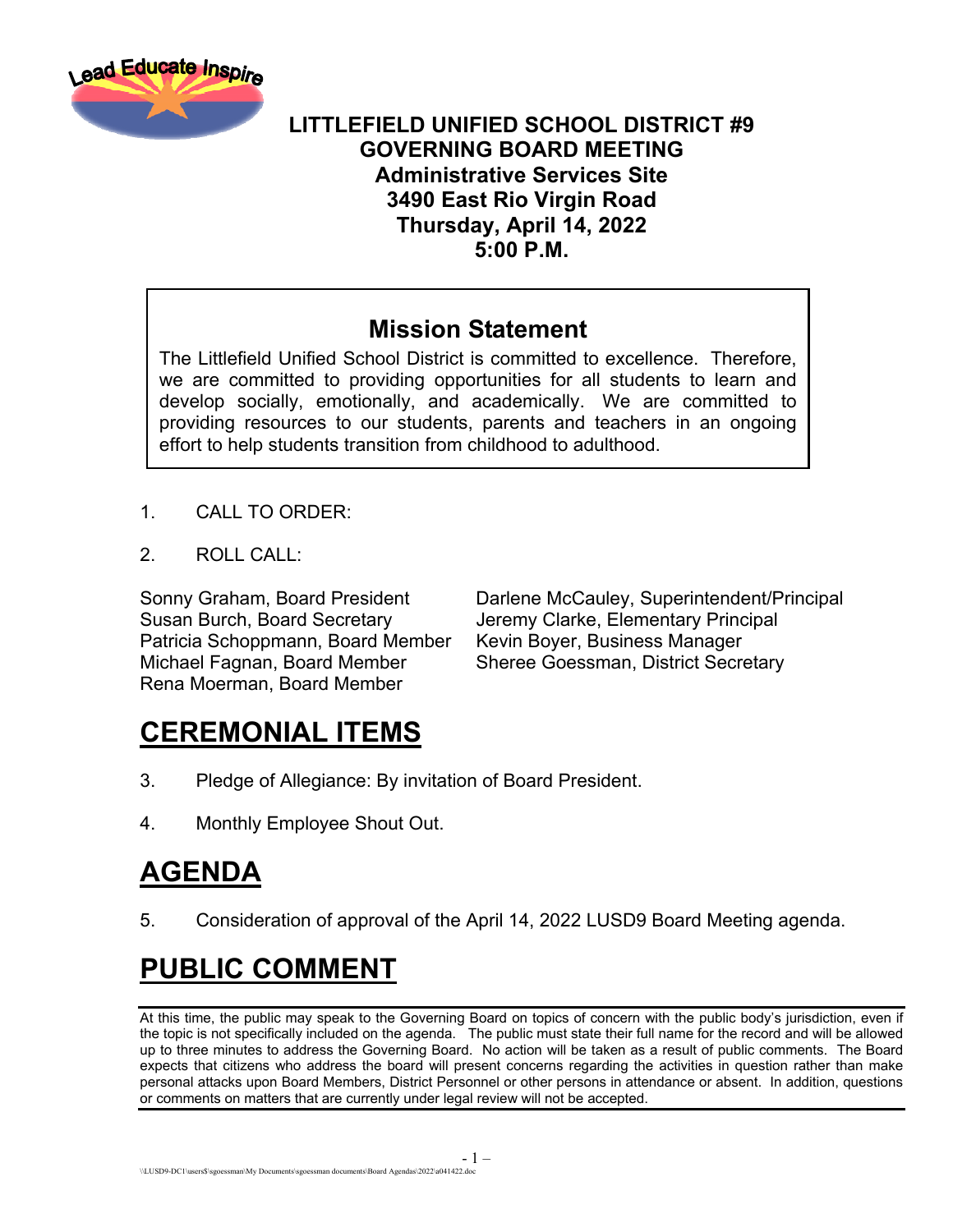Lead Educate Inspire

# LITTLEFIELD UNIFIED SCHOOL DISTRICT #9
## GOVERNING BOARD MEETING
**Administrative Services Site**
**3490 East Rio Virgin Road**
**Thursday, April 14, 2022**
**5:00 P.M.**

## Mission Statement

The Littlefield Unified School District is committed to excellence. Therefore, we are committed to providing opportunities for all students to learn and develop socially, emotionally, and academically. We are committed to providing resources to our students, parents and teachers in an ongoing effort to help students transition from childhood to adulthood.

1. CALL TO ORDER:

2. ROLL CALL:

Sonny Graham, Board President
Susan Burch, Board Secretary
Patricia Schoppmann, Board Member
Michael Fagnan, Board Member
Rena Moerman, Board Member

Darlene McCauley, Superintendent/Principal
Jeremy Clarke, Elementary Principal
Kevin Boyer, Business Manager
Sheree Goessman, District Secretary

# CEREMONIAL ITEMS

3. Pledge of Allegiance: By invitation of Board President.

4. Monthly Employee Shout Out.

# AGENDA

5. Consideration of approval of the April 14, 2022 LUSD9 Board Meeting agenda.

# PUBLIC COMMENT

At this time, the public may speak to the Governing Board on topics of concern with the public body's jurisdiction, even if the topic is not specifically included on the agenda. The public must state their full name for the record and will be allowed up to three minutes to address the Governing Board. No action will be taken as a result of public comments. The Board expects that citizens who address the board will present concerns regarding the activities in question rather than make personal attacks upon Board Members, District Personnel or other persons in attendance or absent. In addition, questions or comments on matters that are currently under legal review will not be accepted.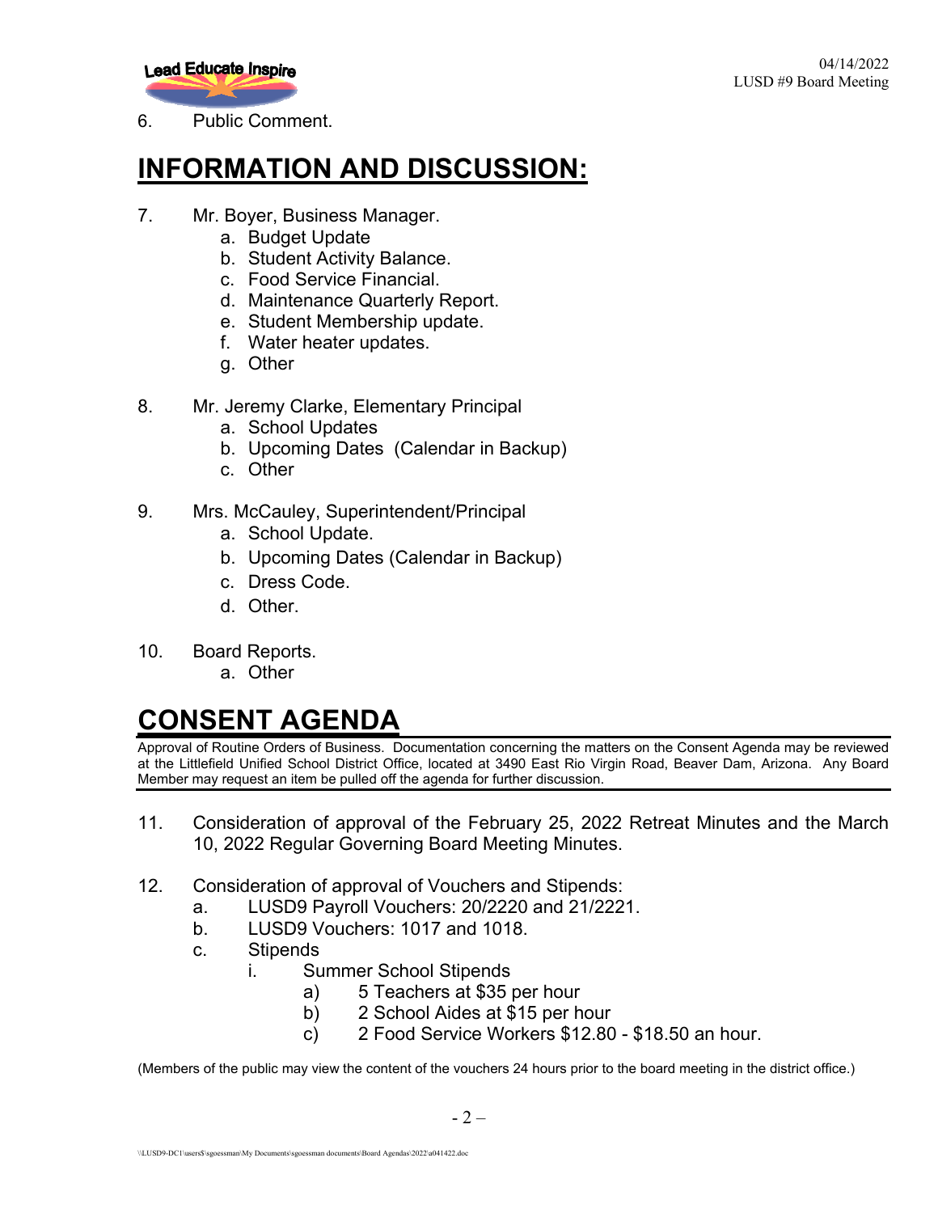6. Public Comment.

# INFORMATION AND DISCUSSION:

7. Mr. Boyer, Business Manager.
    a. Budget Update
    b. Student Activity Balance.
    c. Food Service Financial.
    d. Maintenance Quarterly Report.
    e. Student Membership update.
    f. Water heater updates.
    g. Other

8. Mr. Jeremy Clarke, Elementary Principal
    a. School Updates
    b. Upcoming Dates (Calendar in Backup)
    c. Other

9. Mrs. McCauley, Superintendent/Principal
    a. School Update.
    b. Upcoming Dates (Calendar in Backup)
    c. Dress Code.
    d. Other.

10. Board Reports.
    a. Other

# CONSENT AGENDA

Approval of Routine Orders of Business. Documentation concerning the matters on the Consent Agenda may be reviewed at the Littlefield Unified School District Office, located at 3490 East Rio Virgin Road, Beaver Dam, Arizona. Any Board Member may request an item be pulled off the agenda for further discussion.

11. Consideration of approval of the February 25, 2022 Retreat Minutes and the March 10, 2022 Regular Governing Board Meeting Minutes.

12. Consideration of approval of Vouchers and Stipends:
    a. LUSD9 Payroll Vouchers: 20/2220 and 21/2221.
    b. LUSD9 Vouchers: 1017 and 1018.
    c. Stipends
        i. Summer School Stipends
            a) 5 Teachers at $35 per hour
            b) 2 School Aides at $15 per hour
            c) 2 Food Service Workers $12.80 - $18.50 an hour.

(Members of the public may view the content of the vouchers 24 hours prior to the board meeting in the district office.)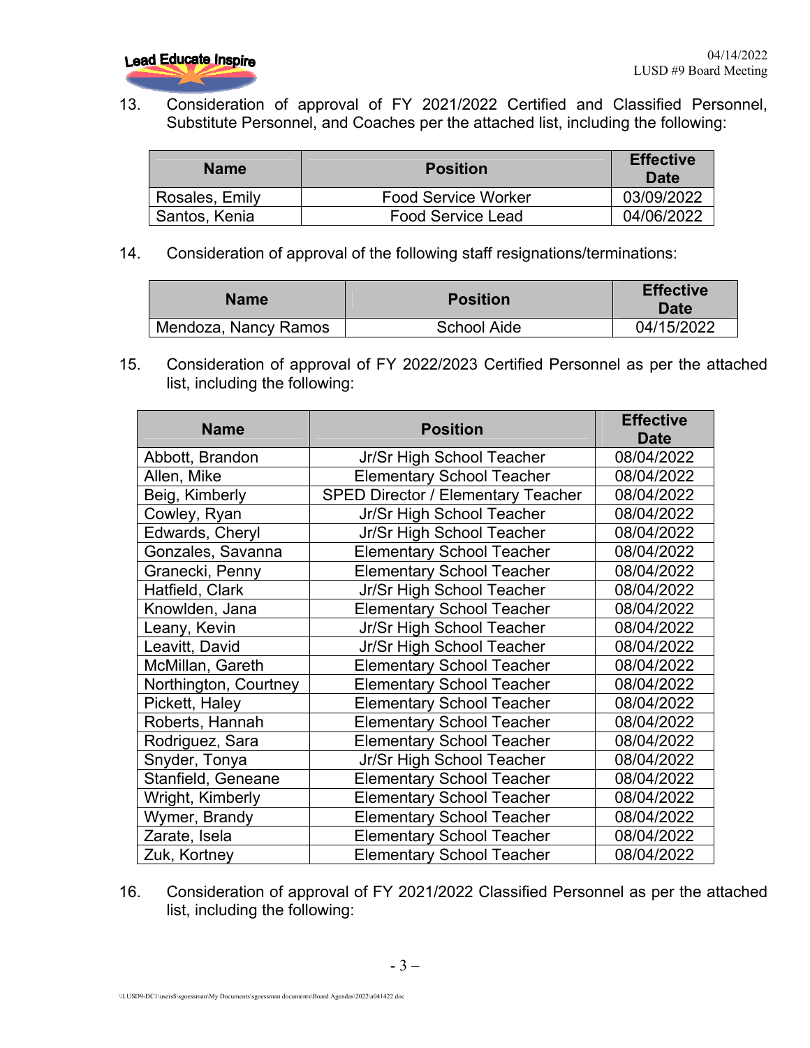13. Consideration of approval of FY 2021/2022 Certified and Classified Personnel, Substitute Personnel, and Coaches per the attached list, including the following:

| Name | Position | Effective Date |
|---|---|---|
| Rosales, Emily | Food Service Worker | 03/09/2022 |
| Santos, Kenia | Food Service Lead | 04/06/2022 |

14. Consideration of approval of the following staff resignations/terminations:

| Name | Position | Effective Date |
|---|---|---|
| Mendoza, Nancy Ramos | School Aide | 04/15/2022 |

15. Consideration of approval of FY 2022/2023 Certified Personnel as per the attached list, including the following:

| Name | Position | Effective Date |
|---|---|---|
| Abbott, Brandon | Jr/Sr High School Teacher | 08/04/2022 |
| Allen, Mike | Elementary School Teacher | 08/04/2022 |
| Beig, Kimberly | SPED Director / Elementary Teacher | 08/04/2022 |
| Cowley, Ryan | Jr/Sr High School Teacher | 08/04/2022 |
| Edwards, Cheryl | Jr/Sr High School Teacher | 08/04/2022 |
| Gonzales, Savanna | Elementary School Teacher | 08/04/2022 |
| Granecki, Penny | Elementary School Teacher | 08/04/2022 |
| Hatfield, Clark | Jr/Sr High School Teacher | 08/04/2022 |
| Knowlden, Jana | Elementary School Teacher | 08/04/2022 |
| Leany, Kevin | Jr/Sr High School Teacher | 08/04/2022 |
| Leavitt, David | Jr/Sr High School Teacher | 08/04/2022 |
| McMillan, Gareth | Elementary School Teacher | 08/04/2022 |
| Northington, Courtney | Elementary School Teacher | 08/04/2022 |
| Pickett, Haley | Elementary School Teacher | 08/04/2022 |
| Roberts, Hannah | Elementary School Teacher | 08/04/2022 |
| Rodriguez, Sara | Elementary School Teacher | 08/04/2022 |
| Snyder, Tonya | Jr/Sr High School Teacher | 08/04/2022 |
| Stanfield, Geneane | Elementary School Teacher | 08/04/2022 |
| Wright, Kimberly | Elementary School Teacher | 08/04/2022 |
| Wymer, Brandy | Elementary School Teacher | 08/04/2022 |
| Zarate, Isela | Elementary School Teacher | 08/04/2022 |
| Zuk, Kortney | Elementary School Teacher | 08/04/2022 |

16. Consideration of approval of FY 2021/2022 Classified Personnel as per the attached list, including the following: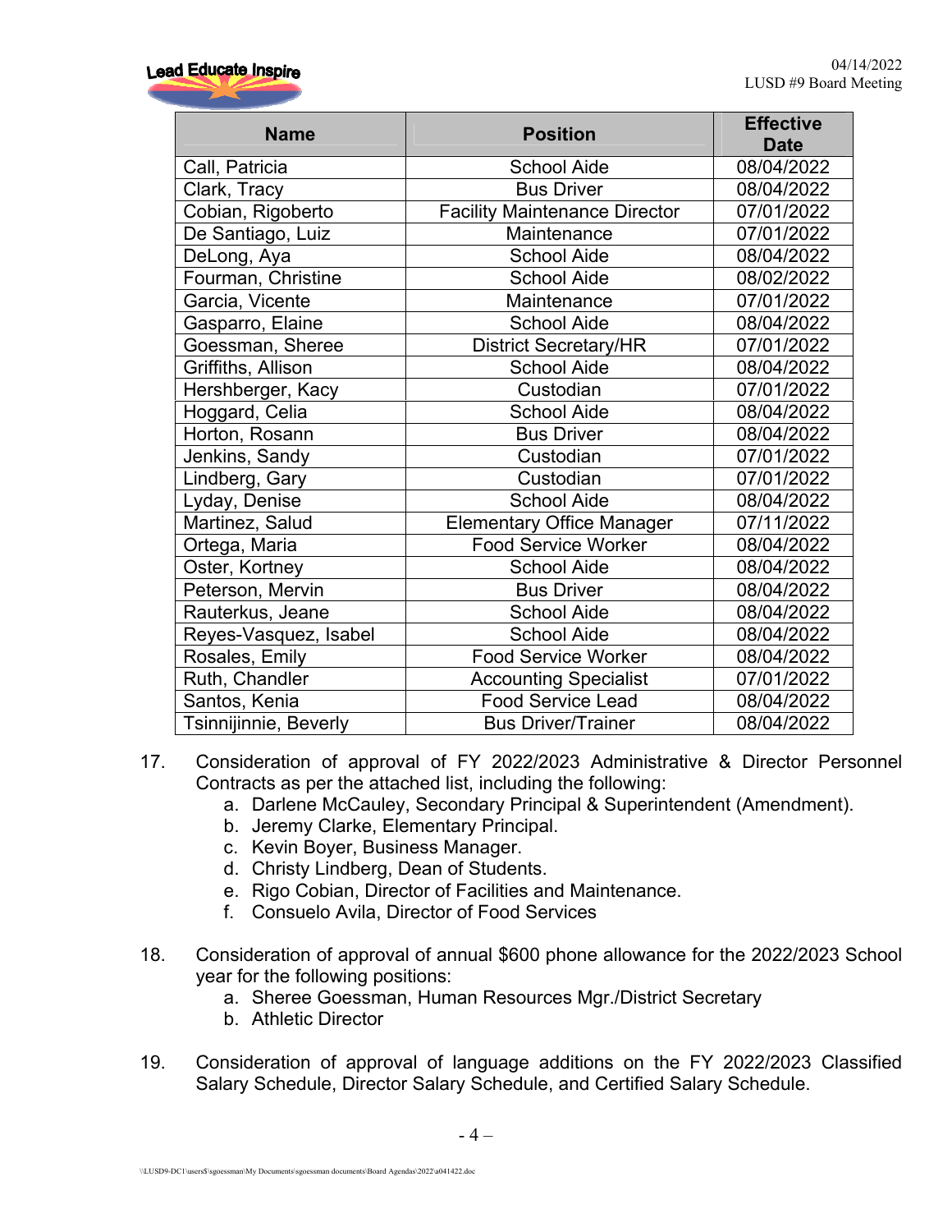| Name | Position | Effective Date |
|---|---|---|
| Call, Patricia | School Aide | 08/04/2022 |
| Clark, Tracy | Bus Driver | 08/04/2022 |
| Cobian, Rigoberto | Facility Maintenance Director | 07/01/2022 |
| De Santiago, Luiz | Maintenance | 07/01/2022 |
| DeLong, Aya | School Aide | 08/04/2022 |
| Fourman, Christine | School Aide | 08/02/2022 |
| Garcia, Vicente | Maintenance | 07/01/2022 |
| Gasparro, Elaine | School Aide | 08/04/2022 |
| Goessman, Sheree | District Secretary/HR | 07/01/2022 |
| Griffiths, Allison | School Aide | 08/04/2022 |
| Hershberger, Kacy | Custodian | 07/01/2022 |
| Hoggard, Celia | School Aide | 08/04/2022 |
| Horton, Rosann | Bus Driver | 08/04/2022 |
| Jenkins, Sandy | Custodian | 07/01/2022 |
| Lindberg, Gary | Custodian | 07/01/2022 |
| Lyday, Denise | School Aide | 08/04/2022 |
| Martinez, Salud | Elementary Office Manager | 07/11/2022 |
| Ortega, Maria | Food Service Worker | 08/04/2022 |
| Oster, Kortney | School Aide | 08/04/2022 |
| Peterson, Mervin | Bus Driver | 08/04/2022 |
| Rauterkus, Jeane | School Aide | 08/04/2022 |
| Reyes-Vasquez, Isabel | School Aide | 08/04/2022 |
| Rosales, Emily | Food Service Worker | 08/04/2022 |
| Ruth, Chandler | Accounting Specialist | 07/01/2022 |
| Santos, Kenia | Food Service Lead | 08/04/2022 |
| Tsinnijinnie, Beverly | Bus Driver/Trainer | 08/04/2022 |

17. Consideration of approval of FY 2022/2023 Administrative & Director Personnel Contracts as per the attached list, including the following:
    a. Darlene McCauley, Secondary Principal & Superintendent (Amendment).
    b. Jeremy Clarke, Elementary Principal.
    c. Kevin Boyer, Business Manager.
    d. Christy Lindberg, Dean of Students.
    e. Rigo Cobian, Director of Facilities and Maintenance.
    f. Consuelo Avila, Director of Food Services

18. Consideration of approval of annual $600 phone allowance for the 2022/2023 School year for the following positions:
    a. Sheree Goessman, Human Resources Mgr./District Secretary
    b. Athletic Director

19. Consideration of approval of language additions on the FY 2022/2023 Classified Salary Schedule, Director Salary Schedule, and Certified Salary Schedule.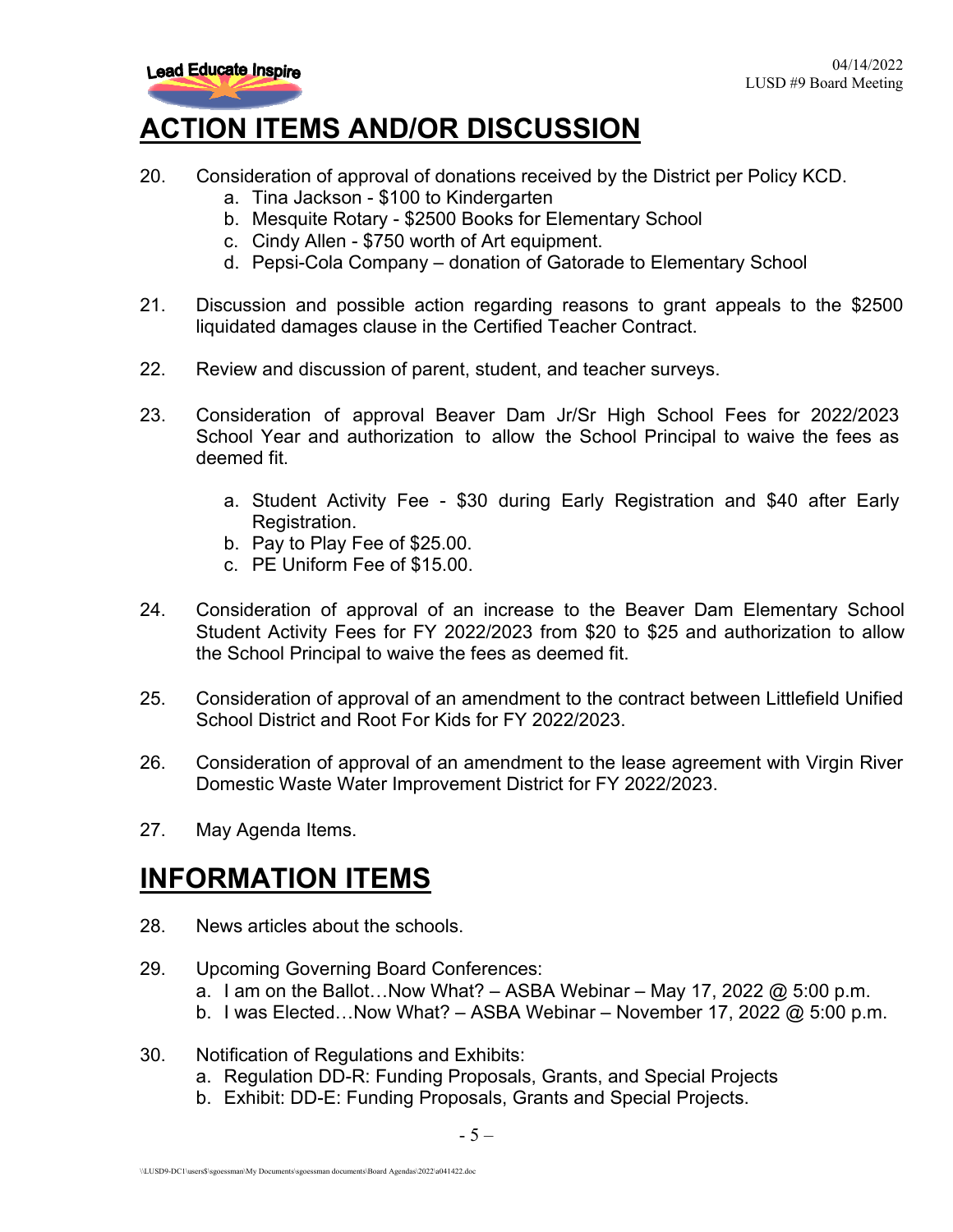# ACTION ITEMS AND/OR DISCUSSION

20. Consideration of approval of donations received by the District per Policy KCD.
    a. Tina Jackson - $100 to Kindergarten
    b. Mesquite Rotary - $2500 Books for Elementary School
    c. Cindy Allen - $750 worth of Art equipment.
    d. Pepsi-Cola Company – donation of Gatorade to Elementary School

21. Discussion and possible action regarding reasons to grant appeals to the $2500 liquidated damages clause in the Certified Teacher Contract.

22. Review and discussion of parent, student, and teacher surveys.

23. Consideration of approval Beaver Dam Jr/Sr High School Fees for 2022/2023 School Year and authorization to allow the School Principal to waive the fees as deemed fit.

    a. Student Activity Fee - $30 during Early Registration and $40 after Early Registration.
    b. Pay to Play Fee of $25.00.
    c. PE Uniform Fee of $15.00.

24. Consideration of approval of an increase to the Beaver Dam Elementary School Student Activity Fees for FY 2022/2023 from $20 to $25 and authorization to allow the School Principal to waive the fees as deemed fit.

25. Consideration of approval of an amendment to the contract between Littlefield Unified School District and Root For Kids for FY 2022/2023.

26. Consideration of approval of an amendment to the lease agreement with Virgin River Domestic Waste Water Improvement District for FY 2022/2023.

27. May Agenda Items.

# INFORMATION ITEMS

28. News articles about the schools.

29. Upcoming Governing Board Conferences:
    a. I am on the Ballot…Now What? – ASBA Webinar – May 17, 2022 @ 5:00 p.m.
    b. I was Elected…Now What? – ASBA Webinar – November 17, 2022 @ 5:00 p.m.

30. Notification of Regulations and Exhibits:
    a. Regulation DD-R: Funding Proposals, Grants, and Special Projects
    b. Exhibit: DD-E: Funding Proposals, Grants and Special Projects.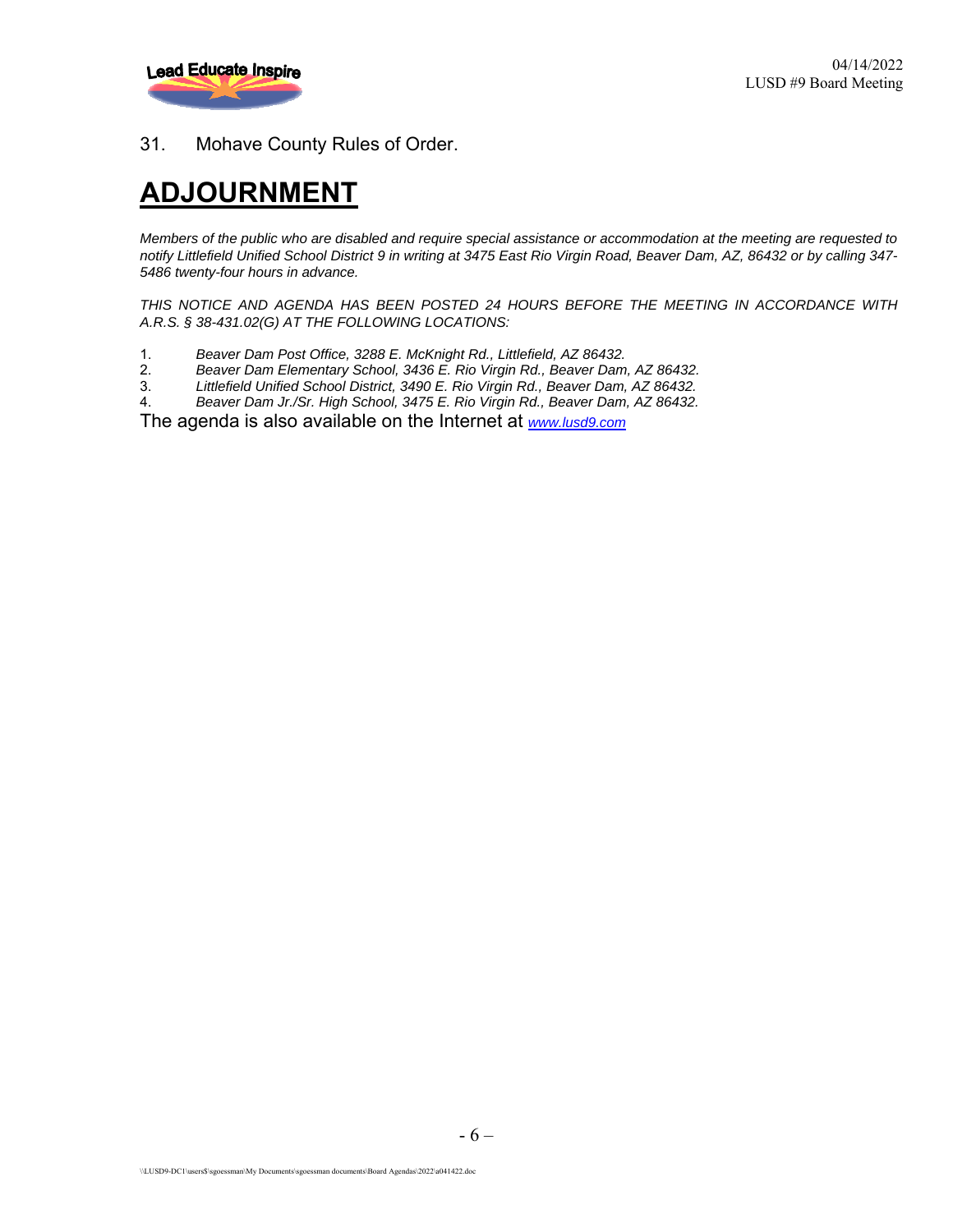31. Mohave County Rules of Order.

# ADJOURNMENT

*Members of the public who are disabled and require special assistance or accommodation at the meeting are requested to notify Littlefield Unified School District 9 in writing at 3475 East Rio Virgin Road, Beaver Dam, AZ, 86432 or by calling 347-5486 twenty-four hours in advance.*

*THIS NOTICE AND AGENDA HAS BEEN POSTED 24 HOURS BEFORE THE MEETING IN ACCORDANCE WITH A.R.S. § 38-431.02(G) AT THE FOLLOWING LOCATIONS:*

1. *Beaver Dam Post Office, 3288 E. McKnight Rd., Littlefield, AZ 86432.*
2. *Beaver Dam Elementary School, 3436 E. Rio Virgin Rd., Beaver Dam, AZ 86432.*
3. *Littlefield Unified School District, 3490 E. Rio Virgin Rd., Beaver Dam, AZ 86432.*
4. *Beaver Dam Jr./Sr. High School, 3475 E. Rio Virgin Rd., Beaver Dam, AZ 86432.*

The agenda is also available on the Internet at *www.lusd9.com*